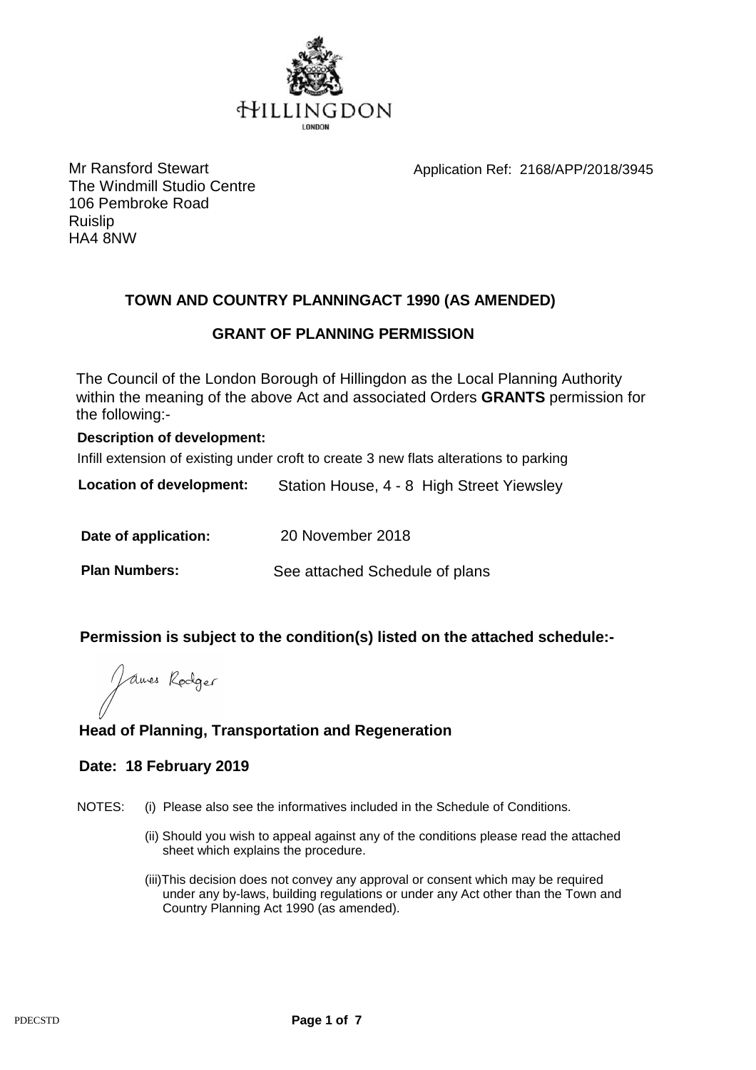HILLINGDON

LONDON

Mr Ransford Stewart
The Windmill Studio Centre
106 Pembroke Road
Ruislip
HA4 8NW

Application Ref: 2168/APP/2018/3945

## TOWN AND COUNTRY PLANNINGACT 1990 (AS AMENDED)

## GRANT OF PLANNING PERMISSION

The Council of the London Borough of Hillingdon as the Local Planning Authority within the meaning of the above Act and associated Orders **GRANTS** permission for the following:-

**Description of development:**

Infill extension of existing under croft to create 3 new flats alterations to parking

**Location of development:** Station House, 4 - 8 High Street Yiewsley

**Date of application:** 20 November 2018

**Plan Numbers:** See attached Schedule of plans

**Permission is subject to the condition(s) listed on the attached schedule:-**

James Rodger

**Head of Planning, Transportation and Regeneration**

**Date: 18 February 2019**

NOTES: (i) Please also see the informatives included in the Schedule of Conditions.

(ii) Should you wish to appeal against any of the conditions please read the attached sheet which explains the procedure.

(iii)This decision does not convey any approval or consent which may be required under any by-laws, building regulations or under any Act other than the Town and Country Planning Act 1990 (as amended).

PDECSTD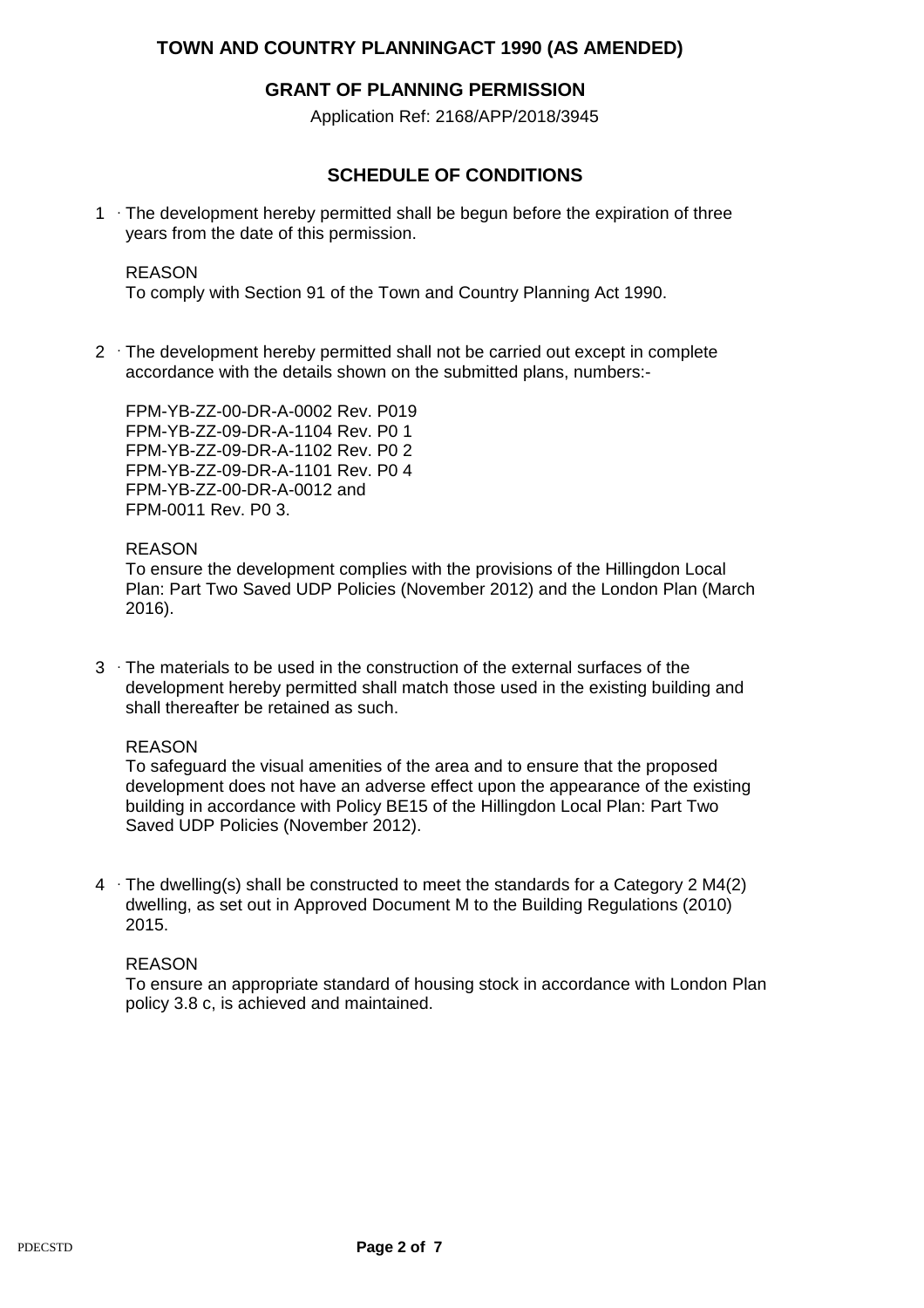**TOWN AND COUNTRY PLANNINGACT 1990 (AS AMENDED)**

**GRANT OF PLANNING PERMISSION**

Application Ref: 2168/APP/2018/3945

## SCHEDULE OF CONDITIONS

1 · The development hereby permitted shall be begun before the expiration of three years from the date of this permission.

REASON
To comply with Section 91 of the Town and Country Planning Act 1990.

2 · The development hereby permitted shall not be carried out except in complete accordance with the details shown on the submitted plans, numbers:-

FPM-YB-ZZ-00-DR-A-0002 Rev. P019
FPM-YB-ZZ-09-DR-A-1104 Rev. P0 1
FPM-YB-ZZ-09-DR-A-1102 Rev. P0 2
FPM-YB-ZZ-09-DR-A-1101 Rev. P0 4
FPM-YB-ZZ-00-DR-A-0012 and
FPM-0011 Rev. P0 3.

REASON
To ensure the development complies with the provisions of the Hillingdon Local Plan: Part Two Saved UDP Policies (November 2012) and the London Plan (March 2016).

3 · The materials to be used in the construction of the external surfaces of the development hereby permitted shall match those used in the existing building and shall thereafter be retained as such.

REASON
To safeguard the visual amenities of the area and to ensure that the proposed development does not have an adverse effect upon the appearance of the existing building in accordance with Policy BE15 of the Hillingdon Local Plan: Part Two Saved UDP Policies (November 2012).

4 · The dwelling(s) shall be constructed to meet the standards for a Category 2 M4(2) dwelling, as set out in Approved Document M to the Building Regulations (2010) 2015.

REASON
To ensure an appropriate standard of housing stock in accordance with London Plan policy 3.8 c, is achieved and maintained.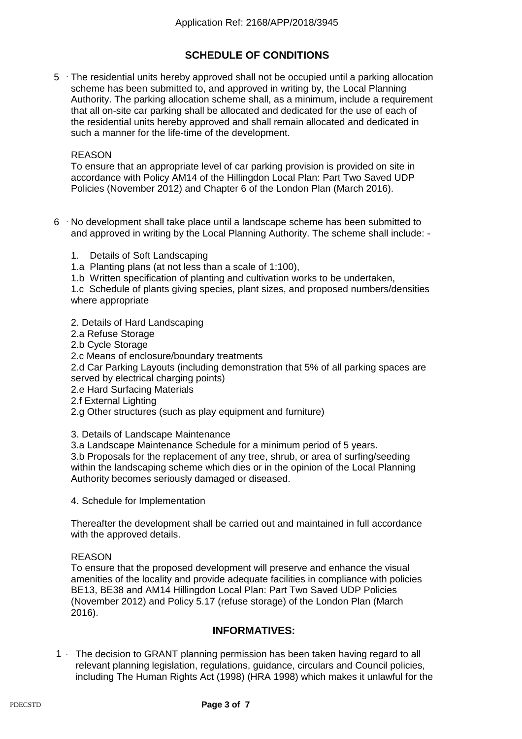## SCHEDULE OF CONDITIONS

5 The residential units hereby approved shall not be occupied until a parking allocation scheme has been submitted to, and approved in writing by, the Local Planning Authority. The parking allocation scheme shall, as a minimum, include a requirement that all on-site car parking shall be allocated and dedicated for the use of each of the residential units hereby approved and shall remain allocated and dedicated in such a manner for the life-time of the development.

REASON
To ensure that an appropriate level of car parking provision is provided on site in accordance with Policy AM14 of the Hillingdon Local Plan: Part Two Saved UDP Policies (November 2012) and Chapter 6 of the London Plan (March 2016).

6 No development shall take place until a landscape scheme has been submitted to and approved in writing by the Local Planning Authority. The scheme shall include: -

1. Details of Soft Landscaping
1.a Planting plans (at not less than a scale of 1:100),
1.b Written specification of planting and cultivation works to be undertaken,
1.c Schedule of plants giving species, plant sizes, and proposed numbers/densities where appropriate

2. Details of Hard Landscaping
2.a Refuse Storage
2.b Cycle Storage
2.c Means of enclosure/boundary treatments
2.d Car Parking Layouts (including demonstration that 5% of all parking spaces are served by electrical charging points)
2.e Hard Surfacing Materials
2.f External Lighting
2.g Other structures (such as play equipment and furniture)

3. Details of Landscape Maintenance
3.a Landscape Maintenance Schedule for a minimum period of 5 years.
3.b Proposals for the replacement of any tree, shrub, or area of surfing/seeding within the landscaping scheme which dies or in the opinion of the Local Planning Authority becomes seriously damaged or diseased.

4. Schedule for Implementation

Thereafter the development shall be carried out and maintained in full accordance with the approved details.

REASON
To ensure that the proposed development will preserve and enhance the visual amenities of the locality and provide adequate facilities in compliance with policies BE13, BE38 and AM14 Hillingdon Local Plan: Part Two Saved UDP Policies (November 2012) and Policy 5.17 (refuse storage) of the London Plan (March 2016).

## INFORMATIVES:

1 The decision to GRANT planning permission has been taken having regard to all relevant planning legislation, regulations, guidance, circulars and Council policies, including The Human Rights Act (1998) (HRA 1998) which makes it unlawful for the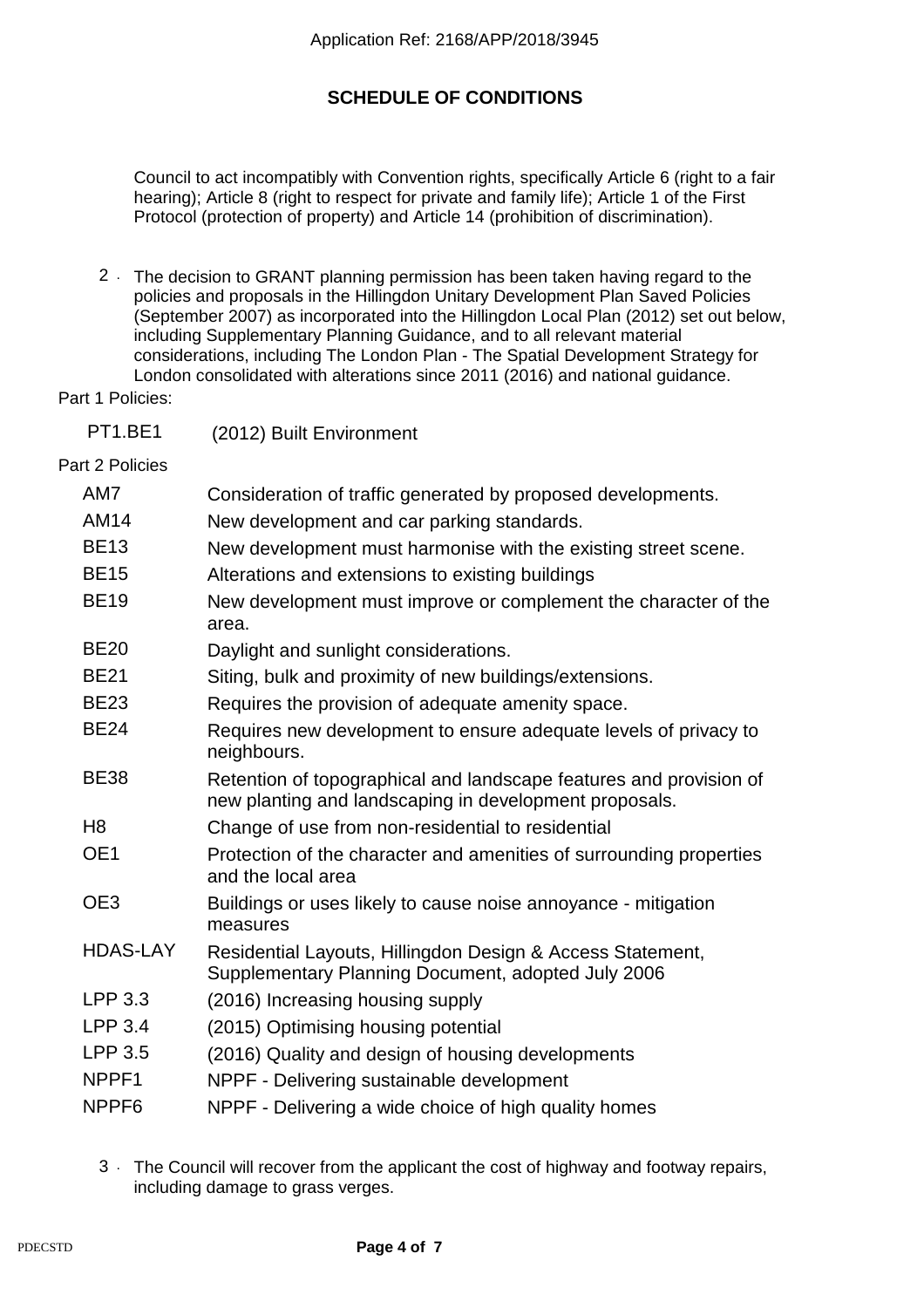Application Ref: 2168/APP/2018/3945

## SCHEDULE OF CONDITIONS

Council to act incompatibly with Convention rights, specifically Article 6 (right to a fair hearing); Article 8 (right to respect for private and family life); Article 1 of the First Protocol (protection of property) and Article 14 (prohibition of discrimination).

2. The decision to GRANT planning permission has been taken having regard to the policies and proposals in the Hillingdon Unitary Development Plan Saved Policies (September 2007) as incorporated into the Hillingdon Local Plan (2012) set out below, including Supplementary Planning Guidance, and to all relevant material considerations, including The London Plan - The Spatial Development Strategy for London consolidated with alterations since 2011 (2016) and national guidance.

Part 1 Policies:

| | |
|---|---|
| PT1.BE1 | (2012) Built Environment |

Part 2 Policies

| | |
|---|---|
| AM7 | Consideration of traffic generated by proposed developments. |
| AM14 | New development and car parking standards. |
| BE13 | New development must harmonise with the existing street scene. |
| BE15 | Alterations and extensions to existing buildings |
| BE19 | New development must improve or complement the character of the area. |
| BE20 | Daylight and sunlight considerations. |
| BE21 | Siting, bulk and proximity of new buildings/extensions. |
| BE23 | Requires the provision of adequate amenity space. |
| BE24 | Requires new development to ensure adequate levels of privacy to neighbours. |
| BE38 | Retention of topographical and landscape features and provision of new planting and landscaping in development proposals. |
| H8 | Change of use from non-residential to residential |
| OE1 | Protection of the character and amenities of surrounding properties and the local area |
| OE3 | Buildings or uses likely to cause noise annoyance - mitigation measures |
| HDAS-LAY | Residential Layouts, Hillingdon Design & Access Statement, Supplementary Planning Document, adopted July 2006 |
| LPP 3.3 | (2016) Increasing housing supply |
| LPP 3.4 | (2015) Optimising housing potential |
| LPP 3.5 | (2016) Quality and design of housing developments |
| NPPF1 | NPPF - Delivering sustainable development |
| NPPF6 | NPPF - Delivering a wide choice of high quality homes |

3. The Council will recover from the applicant the cost of highway and footway repairs, including damage to grass verges.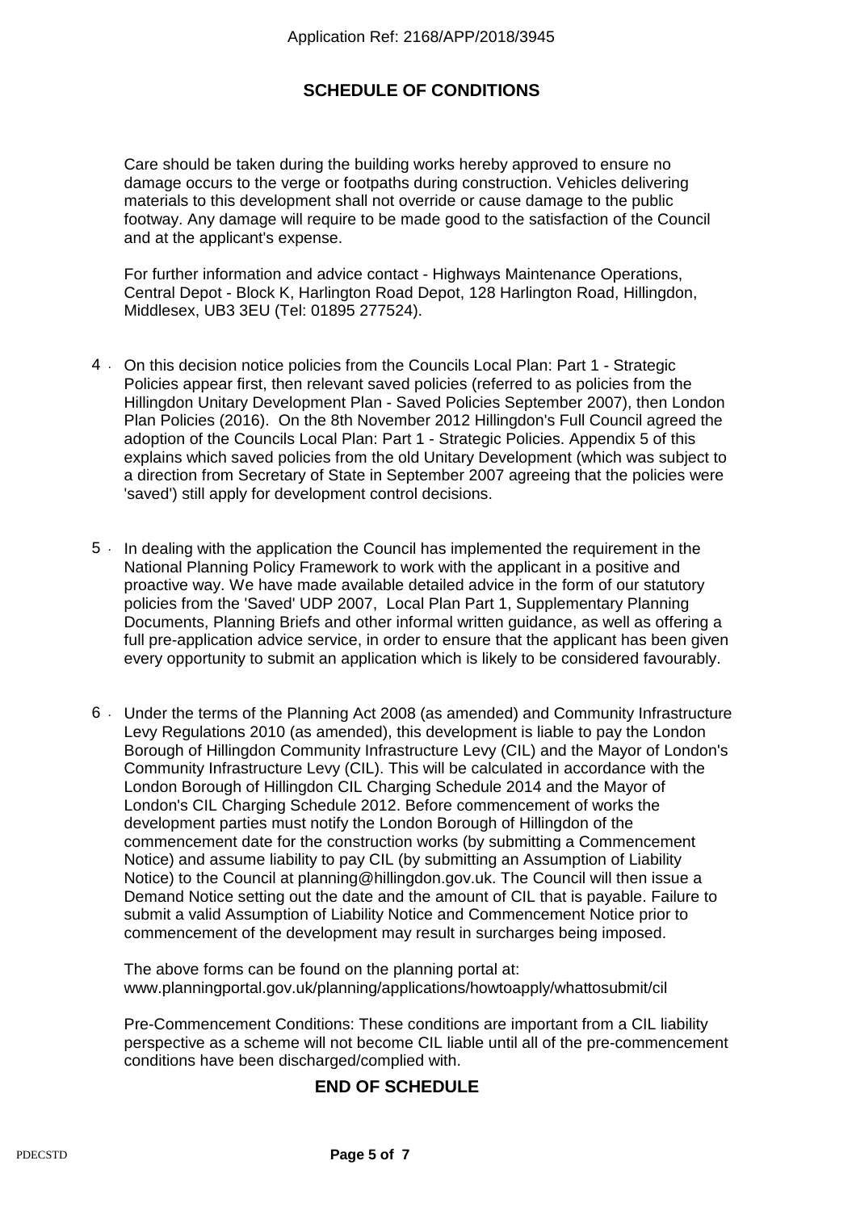## SCHEDULE OF CONDITIONS

Care should be taken during the building works hereby approved to ensure no damage occurs to the verge or footpaths during construction. Vehicles delivering materials to this development shall not override or cause damage to the public footway. Any damage will require to be made good to the satisfaction of the Council and at the applicant's expense.

For further information and advice contact - Highways Maintenance Operations, Central Depot - Block K, Harlington Road Depot, 128 Harlington Road, Hillingdon, Middlesex, UB3 3EU (Tel: 01895 277524).

4. On this decision notice policies from the Councils Local Plan: Part 1 - Strategic Policies appear first, then relevant saved policies (referred to as policies from the Hillingdon Unitary Development Plan - Saved Policies September 2007), then London Plan Policies (2016). On the 8th November 2012 Hillingdon's Full Council agreed the adoption of the Councils Local Plan: Part 1 - Strategic Policies. Appendix 5 of this explains which saved policies from the old Unitary Development (which was subject to a direction from Secretary of State in September 2007 agreeing that the policies were 'saved') still apply for development control decisions.

5. In dealing with the application the Council has implemented the requirement in the National Planning Policy Framework to work with the applicant in a positive and proactive way. We have made available detailed advice in the form of our statutory policies from the 'Saved' UDP 2007, Local Plan Part 1, Supplementary Planning Documents, Planning Briefs and other informal written guidance, as well as offering a full pre-application advice service, in order to ensure that the applicant has been given every opportunity to submit an application which is likely to be considered favourably.

6. Under the terms of the Planning Act 2008 (as amended) and Community Infrastructure Levy Regulations 2010 (as amended), this development is liable to pay the London Borough of Hillingdon Community Infrastructure Levy (CIL) and the Mayor of London's Community Infrastructure Levy (CIL). This will be calculated in accordance with the London Borough of Hillingdon CIL Charging Schedule 2014 and the Mayor of London's CIL Charging Schedule 2012. Before commencement of works the development parties must notify the London Borough of Hillingdon of the commencement date for the construction works (by submitting a Commencement Notice) and assume liability to pay CIL (by submitting an Assumption of Liability Notice) to the Council at planning@hillingdon.gov.uk. The Council will then issue a Demand Notice setting out the date and the amount of CIL that is payable. Failure to submit a valid Assumption of Liability Notice and Commencement Notice prior to commencement of the development may result in surcharges being imposed.

   The above forms can be found on the planning portal at: www.planningportal.gov.uk/planning/applications/howtoapply/whattosubmit/cil

   Pre-Commencement Conditions: These conditions are important from a CIL liability perspective as a scheme will not become CIL liable until all of the pre-commencement conditions have been discharged/complied with.

**END OF SCHEDULE**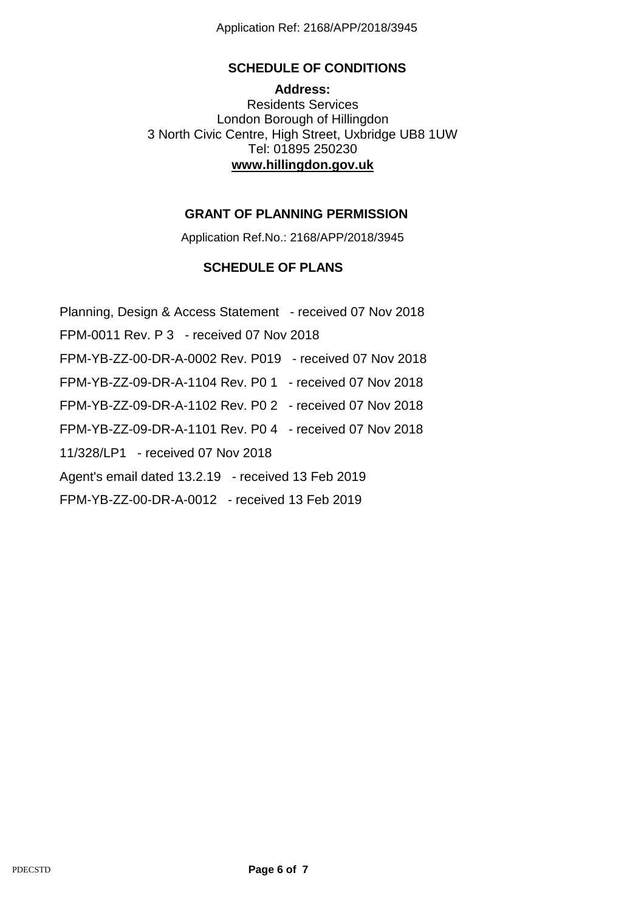## SCHEDULE OF CONDITIONS

**Address:**

Residents Services
London Borough of Hillingdon
3 North Civic Centre, High Street, Uxbridge UB8 1UW
Tel: 01895 250230
**www.hillingdon.gov.uk**

## GRANT OF PLANNING PERMISSION

Application Ref.No.: 2168/APP/2018/3945

### SCHEDULE OF PLANS

Planning, Design & Access Statement - received 07 Nov 2018

FPM-0011 Rev. P 3 - received 07 Nov 2018

FPM-YB-ZZ-00-DR-A-0002 Rev. P019 - received 07 Nov 2018

FPM-YB-ZZ-09-DR-A-1104 Rev. P0 1 - received 07 Nov 2018

FPM-YB-ZZ-09-DR-A-1102 Rev. P0 2 - received 07 Nov 2018

FPM-YB-ZZ-09-DR-A-1101 Rev. P0 4 - received 07 Nov 2018

11/328/LP1 - received 07 Nov 2018

Agent's email dated 13.2.19 - received 13 Feb 2019

FPM-YB-ZZ-00-DR-A-0012 - received 13 Feb 2019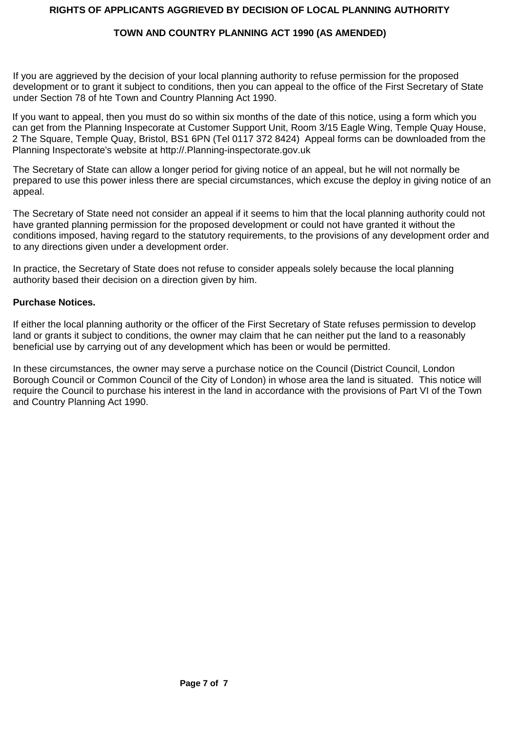**RIGHTS OF APPLICANTS AGGRIEVED BY DECISION OF LOCAL PLANNING AUTHORITY**

**TOWN AND COUNTRY PLANNING ACT 1990 (AS AMENDED)**

If you are aggrieved by the decision of your local planning authority to refuse permission for the proposed development or to grant it subject to conditions, then you can appeal to the office of the First Secretary of State under Section 78 of hte Town and Country Planning Act 1990.

If you want to appeal, then you must do so within six months of the date of this notice, using a form which you can get from the Planning Inspecorate at Customer Support Unit, Room 3/15 Eagle Wing, Temple Quay House, 2 The Square, Temple Quay, Bristol, BS1 6PN (Tel 0117 372 8424) Appeal forms can be downloaded from the Planning Inspectorate's website at http://.Planning-inspectorate.gov.uk

The Secretary of State can allow a longer period for giving notice of an appeal, but he will not normally be prepared to use this power inless there are special circumstances, which excuse the deploy in giving notice of an appeal.

The Secretary of State need not consider an appeal if it seems to him that the local planning authority could not have granted planning permission for the proposed development or could not have granted it without the conditions imposed, having regard to the statutory requirements, to the provisions of any development order and to any directions given under a development order.

In practice, the Secretary of State does not refuse to consider appeals solely because the local planning authority based their decision on a direction given by him.

**Purchase Notices.**

If either the local planning authority or the officer of the First Secretary of State refuses permission to develop land or grants it subject to conditions, the owner may claim that he can neither put the land to a reasonably beneficial use by carrying out of any development which has been or would be permitted.

In these circumstances, the owner may serve a purchase notice on the Council (District Council, London Borough Council or Common Council of the City of London) in whose area the land is situated. This notice will require the Council to purchase his interest in the land in accordance with the provisions of Part VI of the Town and Country Planning Act 1990.